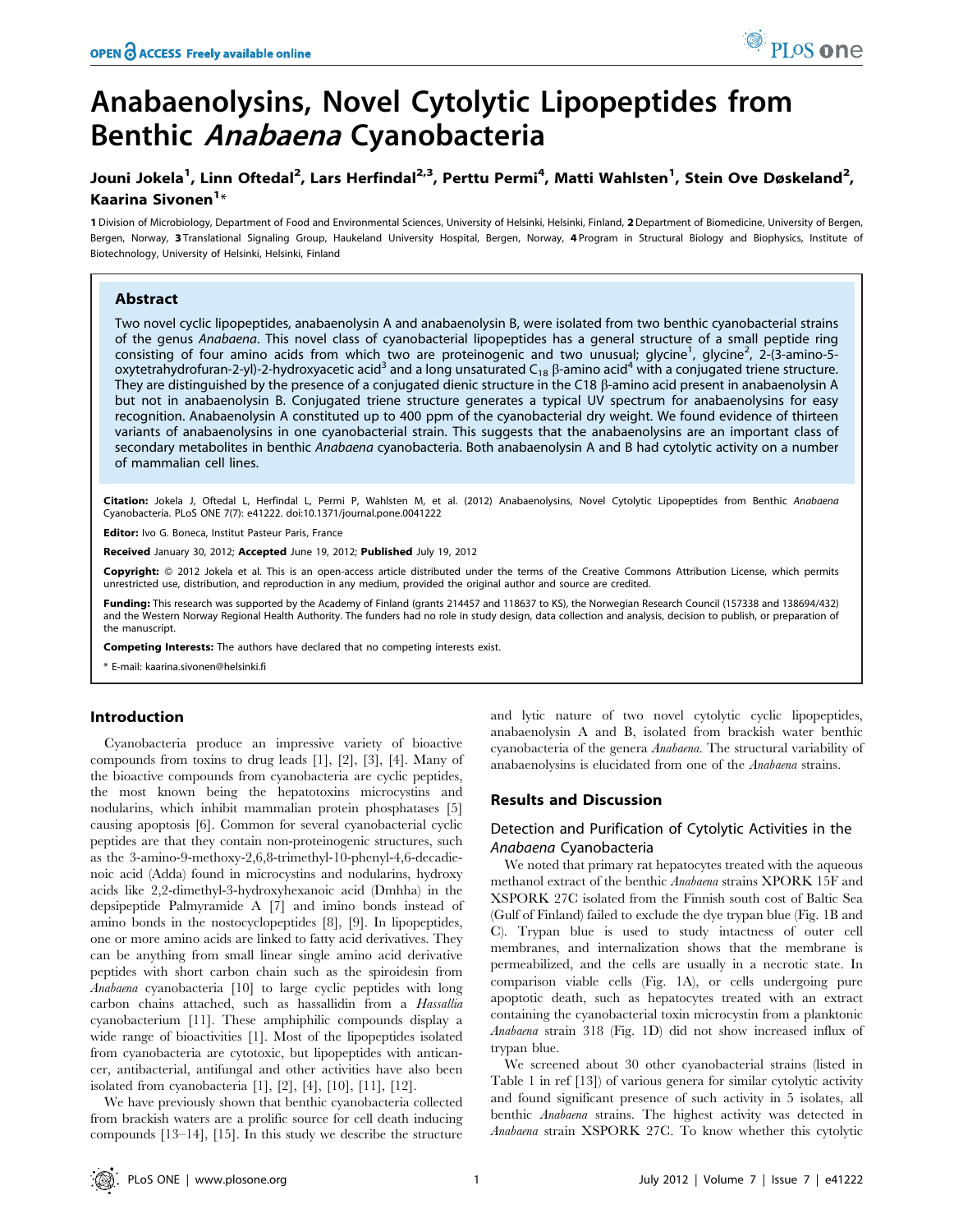# Anabaenolysins, Novel Cytolytic Lipopeptides from Benthic *Anabaena* Cyanobacteria

**Jouni Jokela[1], Linn Oftedal[2], Lars Herfindal[2,3], Perttu Permi[4], Matti Wahlsten[1], Stein Ove Døskeland[2], Kaarina Sivonen[1]***

**1** Division of Microbiology, Department of Food and Environmental Sciences, University of Helsinki, Helsinki, Finland, **2** Department of Biomedicine, University of Bergen, Bergen, Norway, **3** Translational Signaling Group, Haukeland University Hospital, Bergen, Norway, **4** Program in Structural Biology and Biophysics, Institute of Biotechnology, University of Helsinki, Helsinki, Finland

## Abstract

Two novel cyclic lipopeptides, anabaenolysin A and anabaenolysin B, were isolated from two benthic cyanobacterial strains of the genus *Anabaena*. This novel class of cyanobacterial lipopeptides has a general structure of a small peptide ring consisting of four amino acids from which two are proteinogenic and two unusual; glycine[1], glycine[2], 2-(3-amino-5-oxytetrahydrofuran-2-yl)-2-hydroxyacetic acid[3] and a long unsaturated $C_{18}$ β-amino acid[4] with a conjugated triene structure. They are distinguished by the presence of a conjugated dienic structure in the C18 β-amino acid present in anabaenolysin A but not in anabaenolysin B. Conjugated triene structure generates a typical UV spectrum for anabaenolysins for easy recognition. Anabaenolysin A constituted up to 400 ppm of the cyanobacterial dry weight. We found evidence of thirteen variants of anabaenolysins in one cyanobacterial strain. This suggests that the anabaenolysins are an important class of secondary metabolites in benthic *Anabaena* cyanobacteria. Both anabaenolysin A and B had cytolytic activity on a number of mammalian cell lines.

**Citation:** Jokela J, Oftedal L, Herfindal L, Permi P, Wahlsten M, et al. (2012) Anabaenolysins, Novel Cytolytic Lipopeptides from Benthic *Anabaena* Cyanobacteria. PLoS ONE 7(7): e41222. doi:10.1371/journal.pone.0041222

**Editor:** Ivo G. Boneca, Institut Pasteur Paris, France

**Received** January 30, 2012; **Accepted** June 19, 2012; **Published** July 19, 2012

**Copyright:** © 2012 Jokela et al. This is an open-access article distributed under the terms of the Creative Commons Attribution License, which permits unrestricted use, distribution, and reproduction in any medium, provided the original author and source are credited.

**Funding:** This research was supported by the Academy of Finland (grants 214457 and 118637 to KS), the Norwegian Research Council (157338 and 138694/432) and the Western Norway Regional Health Authority. The funders had no role in study design, data collection and analysis, decision to publish, or preparation of the manuscript.

**Competing Interests:** The authors have declared that no competing interests exist.

\* E-mail: kaarina.sivonen@helsinki.fi

## Introduction

Cyanobacteria produce an impressive variety of bioactive compounds from toxins to drug leads [1], [2], [3], [4]. Many of the bioactive compounds from cyanobacteria are cyclic peptides, the most known being the hepatotoxins microcystins and nodularins, which inhibit mammalian protein phosphatases [5] causing apoptosis [6]. Common for several cyanobacterial cyclic peptides are that they contain non-proteinogenic structures, such as the 3-amino-9-methoxy-2,6,8-trimethyl-10-phenyl-4,6-decadienoic acid (Adda) found in microcystins and nodularins, hydroxy acids like 2,2-dimethyl-3-hydroxyhexanoic acid (Dmhha) in the depsipeptide Palmyramide A [7] and imino bonds instead of amino bonds in the nostocyclopeptides [8], [9]. In lipopeptides, one or more amino acids are linked to fatty acid derivatives. They can be anything from small linear single amino acid derivative peptides with short carbon chain such as the spiroidesin from *Anabaena* cyanobacteria [10] to large cyclic peptides with long carbon chains attached, such as hassallidin from a *Hassallia* cyanobacterium [11]. These amphiphilic compounds display a wide range of bioactivities [1]. Most of the lipopeptides isolated from cyanobacteria are cytotoxic, but lipopeptides with anticancer, antibacterial, antifungal and other activities have also been isolated from cyanobacteria [1], [2], [4], [10], [11], [12].

We have previously shown that benthic cyanobacteria collected from brackish waters are a prolific source for cell death inducing compounds [13–14], [15]. In this study we describe the structure and lytic nature of two novel cytolytic cyclic lipopeptides, anabaenolysin A and B, isolated from brackish water benthic cyanobacteria of the genera *Anabaena*. The structural variability of anabaenolysins is elucidated from one of the *Anabaena* strains.

## Results and Discussion

### Detection and Purification of Cytolytic Activities in the *Anabaena* Cyanobacteria

We noted that primary rat hepatocytes treated with the aqueous methanol extract of the benthic *Anabaena* strains XPORK 15F and XSPORK 27C isolated from the Finnish south cost of Baltic Sea (Gulf of Finland) failed to exclude the dye trypan blue (Fig. 1B and C). Trypan blue is used to study intactness of outer cell membranes, and internalization shows that the membrane is permeabilized, and the cells are usually in a necrotic state. In comparison viable cells (Fig. 1A), or cells undergoing pure apoptotic death, such as hepatocytes treated with an extract containing the cyanobacterial toxin microcystin from a planktonic *Anabaena* strain 318 (Fig. 1D) did not show increased influx of trypan blue.

We screened about 30 other cyanobacterial strains (listed in Table 1 in ref [13]) of various genera for similar cytolytic activity and found significant presence of such activity in 5 isolates, all benthic *Anabaena* strains. The highest activity was detected in *Anabaena* strain XSPORK 27C. To know whether this cytolytic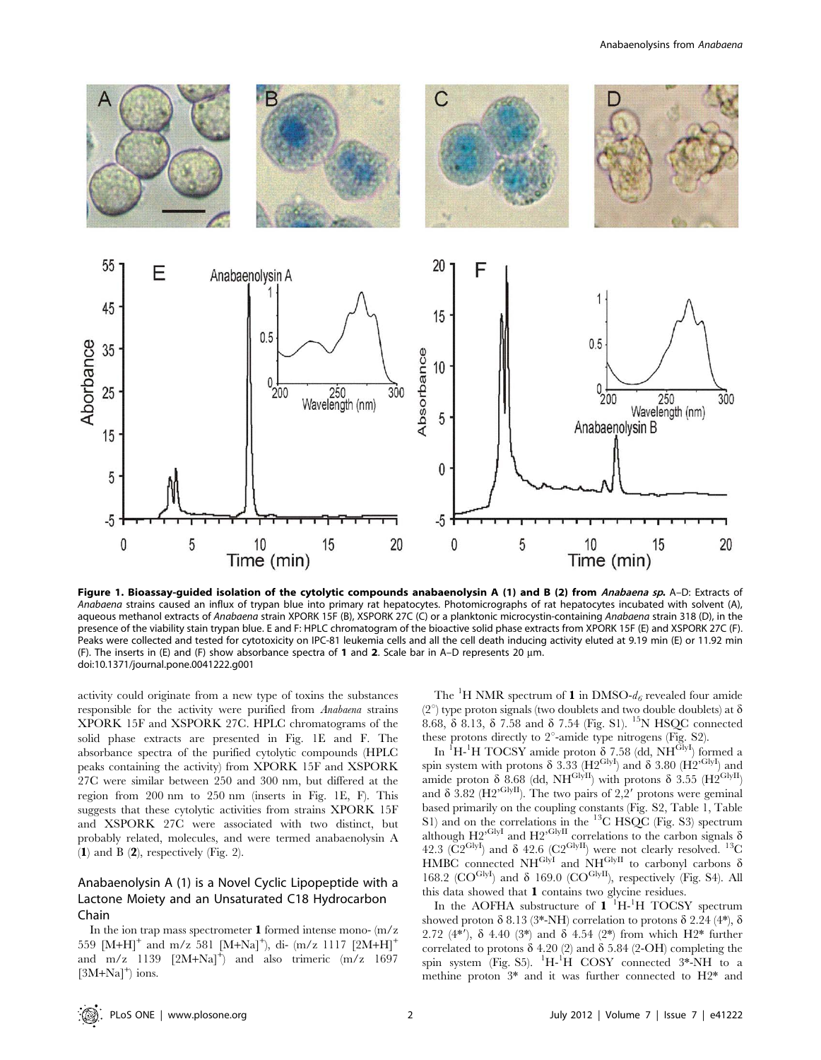**Figure 1. Bioassay-guided isolation of the cytolytic compounds anabaenolysin A (1) and B (2) from *Anabaena sp.*** A–D: Extracts of *Anabaena* strains caused an influx of trypan blue into primary rat hepatocytes. Photomicrographs of rat hepatocytes incubated with solvent (A), aqueous methanol extracts of *Anabaena* strain XPORK 15F (B), XSPORK 27C (C) or a planktonic microcystin-containing *Anabaena* strain 318 (D), in the presence of the viability stain trypan blue. E and F: HPLC chromatogram of the bioactive solid phase extracts from XPORK 15F (E) and XSPORK 27C (F). Peaks were collected and tested for cytotoxicity on IPC-81 leukemia cells and all the cell death inducing activity eluted at 9.19 min (E) or 11.92 min (F). The inserts in (E) and (F) show absorbance spectra of **1** and **2**. Scale bar in A–D represents 20 µm.
doi:10.1371/journal.pone.0041222.g001

activity could originate from a new type of toxins the substances responsible for the activity were purified from *Anabaena* strains XPORK 15F and XSPORK 27C. HPLC chromatograms of the solid phase extracts are presented in Fig. 1E and F. The absorbance spectra of the purified cytolytic compounds (HPLC peaks containing the activity) from XPORK 15F and XSPORK 27C were similar between 250 and 300 nm, but differed at the region from 200 nm to 250 nm (inserts in Fig. 1E, F). This suggests that these cytolytic activities from strains XPORK 15F and XSPORK 27C were associated with two distinct, but probably related, molecules, and were termed anabaenolysin A (**1**) and B (**2**), respectively (Fig. 2).

## Anabaenolysin A (1) is a Novel Cyclic Lipopeptide with a Lactone Moiety and an Unsaturated C18 Hydrocarbon Chain

In the ion trap mass spectrometer **1** formed intense mono- (m/z 559 $[M+H]^+$ and m/z 581 $[M+Na]^+$), di- (m/z 1117 $[2M+H]^+$ and m/z 1139 $[2M+Na]^+$) and also trimeric (m/z 1697 $[3M+Na]^+$) ions.

The $^1$H NMR spectrum of **1** in DMSO-$d_6$ revealed four amide (2°) type proton signals (two doublets and two double doublets) at δ 8.68, δ 8.13, δ 7.58 and δ 7.54 (Fig. S1). $^{15}$N HSQC connected these protons directly to 2°-amide type nitrogens (Fig. S2).

In $^1$H-$^1$H TOCSY amide proton δ 7.58 (dd, $NH^{GlyI}$) formed a spin system with protons δ 3.33 ($H2^{GlyI}$) and δ 3.80 ($H2'^{GlyI}$) and amide proton δ 8.68 (dd, $NH^{GlyII}$) with protons δ 3.55 ($H2^{GlyII}$) and δ 3.82 ($H2'^{GlyII}$). The two pairs of 2,2′ protons were geminal based primarily on the coupling constants (Fig. S2, Table 1, Table S1) and on the correlations in the $^{13}$C HSQC (Fig. S3) spectrum although $H2'^{GlyI}$ and $H2'^{GlyII}$ correlations to the carbon signals δ 42.3 ($C2^{GlyI}$) and δ 42.6 ($C2^{GlyII}$) were not clearly resolved. $^{13}$C HMBC connected $NH^{GlyI}$ and $NH^{GlyII}$ to carbonyl carbons δ 168.2 ($CO^{GlyI}$) and δ 169.0 ($CO^{GlyII}$), respectively (Fig. S4). All this data showed that **1** contains two glycine residues.

In the AOFHA substructure of **1** $^1$H-$^1$H TOCSY spectrum showed proton δ 8.13 (3*-NH) correlation to protons δ 2.24 (4*), δ 2.72 (4*′), δ 4.40 (3*) and δ 4.54 (2*) from which H2* further correlated to protons δ 4.20 (2) and δ 5.84 (2-OH) completing the spin system (Fig. S5). $^1$H-$^1$H COSY connected 3*-NH to a methine proton 3* and it was further connected to H2* and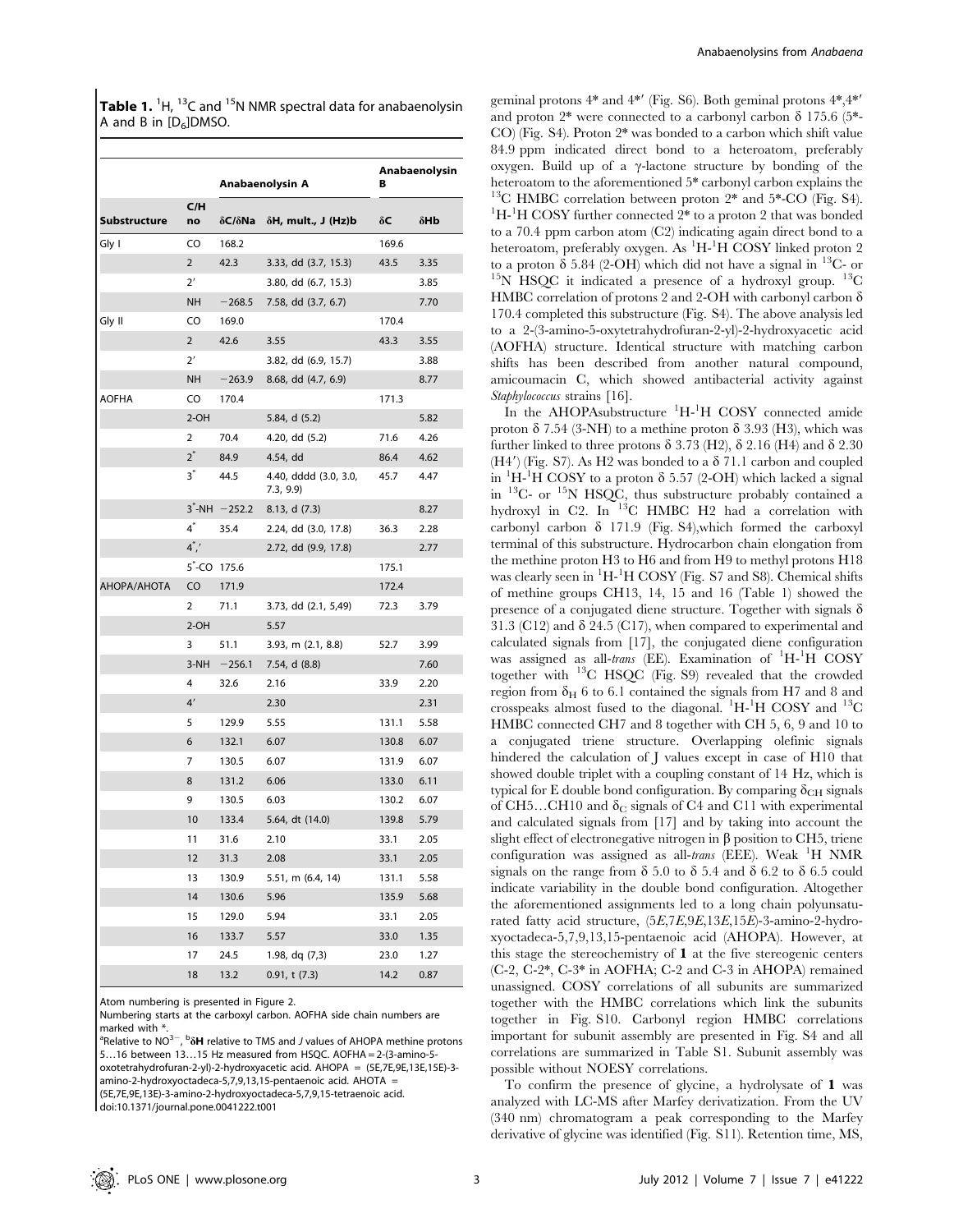**Table 1.** $^1$H, $^{13}$C and $^{15}$N NMR spectral data for anabaenolysin A and B in [D$_6$]DMSO.

| | | Anabaenolysin A | | Anabaenolysin B | |
|---|---|---|---|---|---|
| Substructure | C/H no | δC/δNa | δH, mult., J (Hz)b | δC | δHb |
| Gly I | CO | 168.2 | | 169.6 | |
| | 2 | 42.3 | 3.33, dd (3.7, 15.3) | 43.5 | 3.35 |
| | 2′ | | 3.80, dd (6.7, 15.3) | | 3.85 |
| | NH | −268.5 | 7.58, dd (3.7, 6.7) | | 7.70 |
| Gly II | CO | 169.0 | | 170.4 | |
| | 2 | 42.6 | 3.55 | 43.3 | 3.55 |
| | 2′ | | 3.82, dd (6.9, 15.7) | | 3.88 |
| | NH | −263.9 | 8.68, dd (4.7, 6.9) | | 8.77 |
| AOFHA | CO | 170.4 | | 171.3 | |
| | 2-OH | | 5.84, d (5.2) | | 5.82 |
| | 2 | 70.4 | 4.20, dd (5.2) | 71.6 | 4.26 |
| | 2* | 84.9 | 4.54, dd | 86.4 | 4.62 |
| | 3* | 44.5 | 4.40, dddd (3.0, 3.0, 7.3, 9.9) | 45.7 | 4.47 |
| | 3*-NH | −252.2 | 8.13, d (7.3) | | 8.27 |
| | 4* | 35.4 | 2.24, dd (3.0, 17.8) | 36.3 | 2.28 |
| | 4*′ | | 2.72, dd (9.9, 17.8) | | 2.77 |
| | 5*-CO | 175.6 | | 175.1 | |
| AHOPA/AHOTA | CO | 171.9 | | 172.4 | |
| | 2 | 71.1 | 3.73, dd (2.1, 5,49) | 72.3 | 3.79 |
| | 2-OH | | 5.57 | | |
| | 3 | 51.1 | 3.93, m (2.1, 8.8) | 52.7 | 3.99 |
| | 3-NH | −256.1 | 7.54, d (8.8) | | 7.60 |
| | 4 | 32.6 | 2.16 | 33.9 | 2.20 |
| | 4′ | | 2.30 | | 2.31 |
| | 5 | 129.9 | 5.55 | 131.1 | 5.58 |
| | 6 | 132.1 | 6.07 | 130.8 | 6.07 |
| | 7 | 130.5 | 6.07 | 131.9 | 6.07 |
| | 8 | 131.2 | 6.06 | 133.0 | 6.11 |
| | 9 | 130.5 | 6.03 | 130.2 | 6.07 |
| | 10 | 133.4 | 5.64, dt (14.0) | 139.8 | 5.79 |
| | 11 | 31.6 | 2.10 | 33.1 | 2.05 |
| | 12 | 31.3 | 2.08 | 33.1 | 2.05 |
| | 13 | 130.9 | 5.51, m (6.4, 14) | 131.1 | 5.58 |
| | 14 | 130.6 | 5.96 | 135.9 | 5.68 |
| | 15 | 129.0 | 5.94 | 33.1 | 2.05 |
| | 16 | 133.7 | 5.57 | 33.0 | 1.35 |
| | 17 | 24.5 | 1.98, dq (7,3) | 23.0 | 1.27 |
| | 18 | 13.2 | 0.91, t (7.3) | 14.2 | 0.87 |

Atom numbering is presented in Figure 2.
Numbering starts at the carboxyl carbon. AOFHA side chain numbers are marked with *.
[a]Relative to $NO^{3-}$, [b]**δH** relative to TMS and *J* values of AHOPA methine protons 5…16 between 13…15 Hz measured from HSQC. AOFHA = 2-(3-amino-5-oxotetrahydrofuran-2-yl)-2-hydroxyacetic acid. AHOPA = (5E,7E,9E,13E,15E)-3-amino-2-hydroxyoctadeca-5,7,9,13,15-pentaenoic acid. AHOTA = (5E,7E,9E,13E)-3-amino-2-hydroxyoctadeca-5,7,9,15-tetraenoic acid.
doi:10.1371/journal.pone.0041222.t001

geminal protons 4* and 4*′ (Fig. S6). Both geminal protons 4*,4*′ and proton 2* were connected to a carbonyl carbon δ 175.6 (5*-CO) (Fig. S4). Proton 2* was bonded to a carbon which shift value 84.9 ppm indicated direct bond to a heteroatom, preferably oxygen. Build up of a γ-lactone structure by bonding of the heteroatom to the aforementioned 5* carbonyl carbon explains the $^{13}$C HMBC correlation between proton 2* and 5*-CO (Fig. S4). $^1$H-$^1$H COSY further connected 2* to a proton 2 that was bonded to a 70.4 ppm carbon atom (C2) indicating again direct bond to a heteroatom, preferably oxygen. As $^1$H-$^1$H COSY linked proton 2 to a proton δ 5.84 (2-OH) which did not have a signal in $^{13}$C- or $^{15}$N HSQC it indicated a presence of a hydroxyl group. $^{13}$C HMBC correlation of protons 2 and 2-OH with carbonyl carbon δ 170.4 completed this substructure (Fig. S4). The above analysis led to a 2-(3-amino-5-oxytetrahydrofuran-2-yl)-2-hydroxyacetic acid (AOFHA) structure. Identical structure with matching carbon shifts has been described from another natural compound, amicoumacin C, which showed antibacterial activity against *Staphylococcus* strains [16].

In the AHOPAsubstructure $^1$H-$^1$H COSY connected amide proton δ 7.54 (3-NH) to a methine proton δ 3.93 (H3), which was further linked to three protons δ 3.73 (H2), δ 2.16 (H4) and δ 2.30 (H4′) (Fig. S7). As H2 was bonded to a δ 71.1 carbon and coupled in $^1$H-$^1$H COSY to a proton δ 5.57 (2-OH) which lacked a signal in $^{13}$C- or $^{15}$N HSQC, thus substructure probably contained a hydroxyl in C2. In $^{13}$C HMBC H2 had a correlation with carbonyl carbon δ 171.9 (Fig. S4),which formed the carboxyl terminal of this substructure. Hydrocarbon chain elongation from the methine proton H3 to H6 and from H9 to methyl protons H18 was clearly seen in $^1$H-$^1$H COSY (Fig. S7 and S8). Chemical shifts of methine groups CH13, 14, 15 and 16 (Table 1) showed the presence of a conjugated diene structure. Together with signals δ 31.3 (C12) and δ 24.5 (C17), when compared to experimental and calculated signals from [17], the conjugated diene configuration was assigned as all-*trans* (EE). Examination of $^1$H-$^1$H COSY together with $^{13}$C HSQC (Fig. S9) revealed that the crowded region from $\delta_H$ 6 to 6.1 contained the signals from H7 and 8 and crosspeaks almost fused to the diagonal. $^1$H-$^1$H COSY and $^{13}$C HMBC connected CH7 and 8 together with CH 5, 6, 9 and 10 to a conjugated triene structure. Overlapping olefinic signals hindered the calculation of J values except in case of H10 that showed double triplet with a coupling constant of 14 Hz, which is typical for E double bond configuration. By comparing $\delta_{CH}$ signals of CH5…CH10 and $\delta_C$ signals of C4 and C11 with experimental and calculated signals from [17] and by taking into account the slight effect of electronegative nitrogen in β position to CH5, triene configuration was assigned as all-*trans* (EEE). Weak $^1$H NMR signals on the range from δ 5.0 to δ 5.4 and δ 6.2 to δ 6.5 could indicate variability in the double bond configuration. Altogether the aforementioned assignments led to a long chain polyunsaturated fatty acid structure, (5*E*,7*E*,9*E*,13*E*,15*E*)-3-amino-2-hydroxyoctadeca-5,7,9,13,15-pentaenoic acid (AHOPA). However, at this stage the stereochemistry of **1** at the five stereogenic centers (C-2, C-2*, C-3* in AOFHA; C-2 and C-3 in AHOPA) remained unassigned. COSY correlations of all subunits are summarized together with the HMBC correlations which link the subunits together in Fig. S10. Carbonyl region HMBC correlations important for subunit assembly are presented in Fig. S4 and all correlations are summarized in Table S1. Subunit assembly was possible without NOESY correlations.

To confirm the presence of glycine, a hydrolysate of **1** was analyzed with LC-MS after Marfey derivatization. From the UV (340 nm) chromatogram a peak corresponding to the Marfey derivative of glycine was identified (Fig. S11). Retention time, MS,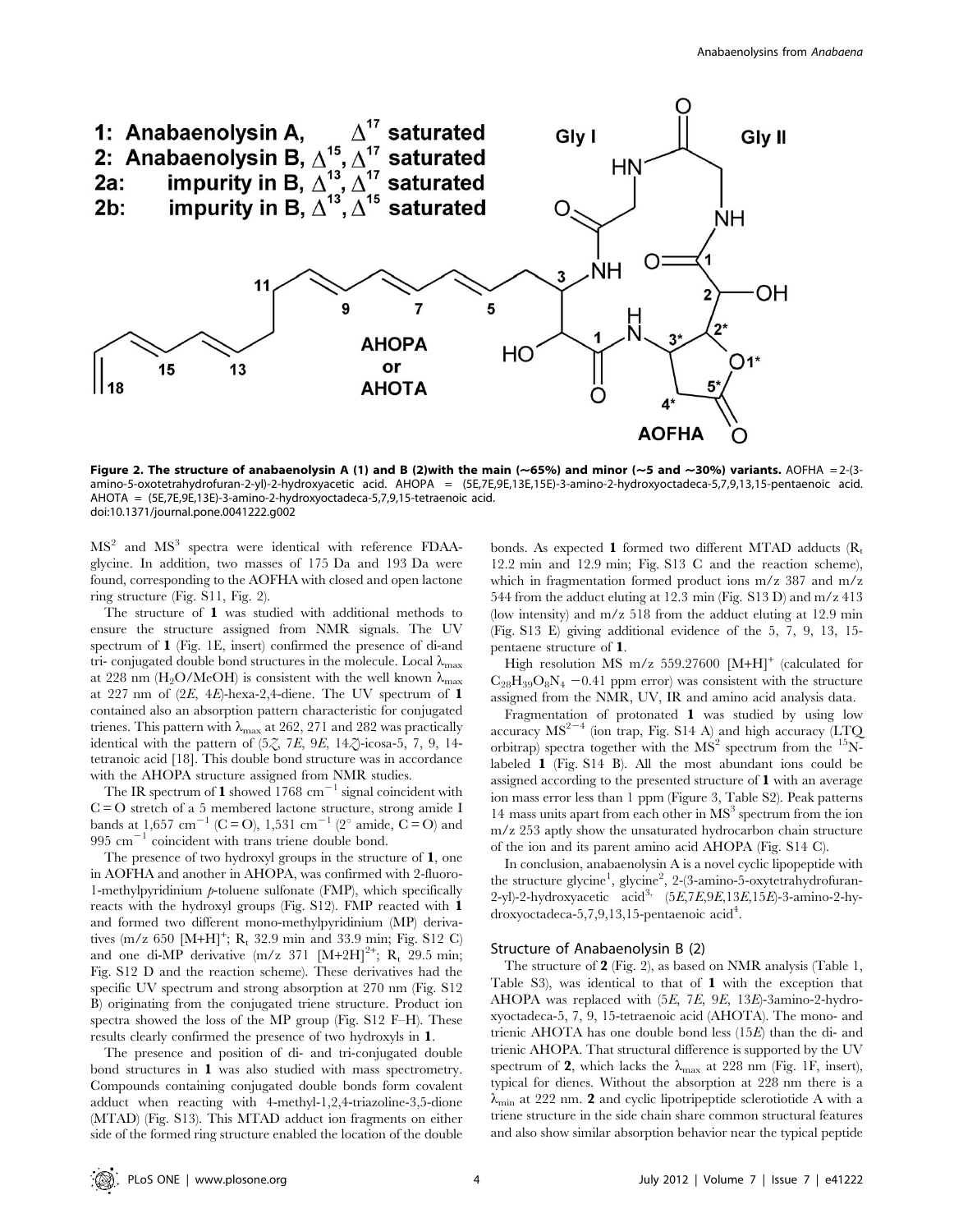**Figure 2. The structure of anabaenolysin A (1) and B (2)with the main (~65%) and minor (~5 and ~30%) variants.** AOFHA = 2-(3-amino-5-oxotetrahydrofuran-2-yl)-2-hydroxyacetic acid. AHOPA = (5E,7E,9E,13E,15E)-3-amino-2-hydroxyoctadeca-5,7,9,13,15-pentaenoic acid. AHOTA = (5E,7E,9E,13E)-3-amino-2-hydroxyoctadeca-5,7,9,15-tetraenoic acid.
doi:10.1371/journal.pone.0041222.g002

$MS^2$ and $MS^3$ spectra were identical with reference FDAA-glycine. In addition, two masses of 175 Da and 193 Da were found, corresponding to the AOFHA with closed and open lactone ring structure (Fig. S11, Fig. 2).

The structure of **1** was studied with additional methods to ensure the structure assigned from NMR signals. The UV spectrum of **1** (Fig. 1E, insert) confirmed the presence of di-and tri- conjugated double bond structures in the molecule. Local $\lambda_{max}$ at 228 nm ($H_2O$/MeOH) is consistent with the well known $\lambda_{max}$ at 227 nm of (2*E*, 4*E*)-hexa-2,4-diene. The UV spectrum of **1** contained also an absorption pattern characteristic for conjugated trienes. This pattern with $\lambda_{max}$ at 262, 271 and 282 was practically identical with the pattern of (5*Z*, 7*E*, 9*E*, 14*Z*)-icosa-5, 7, 9, 14-tetranoic acid [18]. This double bond structure was in accordance with the AHOPA structure assigned from NMR studies.

The IR spectrum of **1** showed 1768 $cm^{-1}$ signal coincident with C = O stretch of a 5 membered lactone structure, strong amide I bands at 1,657 $cm^{-1}$ (C = O), 1,531 $cm^{-1}$ (2° amide, C = O) and 995 $cm^{-1}$ coincident with trans triene double bond.

The presence of two hydroxyl groups in the structure of **1**, one in AOFHA and another in AHOPA, was confirmed with 2-fluoro-1-methylpyridinium *p*-toluene sulfonate (FMP), which specifically reacts with the hydroxyl groups (Fig. S12). FMP reacted with **1** and formed two different mono-methylpyridinium (MP) derivatives (m/z 650 $[M+H]^+$; $R_t$ 32.9 min and 33.9 min; Fig. S12 C) and one di-MP derivative (m/z 371 $[M+2H]^{2+}$; $R_t$ 29.5 min; Fig. S12 D and the reaction scheme). These derivatives had the specific UV spectrum and strong absorption at 270 nm (Fig. S12 B) originating from the conjugated triene structure. Product ion spectra showed the loss of the MP group (Fig. S12 F–H). These results clearly confirmed the presence of two hydroxyls in **1**.

The presence and position of di- and tri-conjugated double bond structures in **1** was also studied with mass spectrometry. Compounds containing conjugated double bonds form covalent adduct when reacting with 4-methyl-1,2,4-triazoline-3,5-dione (MTAD) (Fig. S13). This MTAD adduct ion fragments on either side of the formed ring structure enabled the location of the double bonds. As expected **1** formed two different MTAD adducts ($R_t$ 12.2 min and 12.9 min; Fig. S13 C and the reaction scheme), which in fragmentation formed product ions m/z 387 and m/z 544 from the adduct eluting at 12.3 min (Fig. S13 D) and m/z 413 (low intensity) and m/z 518 from the adduct eluting at 12.9 min (Fig. S13 E) giving additional evidence of the 5, 7, 9, 13, 15-pentaene structure of **1**.

High resolution MS m/z 559.27600 $[M+H]^+$ (calculated for $C_{28}H_{39}O_8N_4$ −0.41 ppm error) was consistent with the structure assigned from the NMR, UV, IR and amino acid analysis data.

Fragmentation of protonated **1** was studied by using low accuracy $MS^{2-4}$ (ion trap, Fig. S14 A) and high accuracy (LTQ orbitrap) spectra together with the $MS^2$ spectrum from the $^{15}N$-labeled **1** (Fig. S14 B). All the most abundant ions could be assigned according to the presented structure of **1** with an average ion mass error less than 1 ppm (Figure 3, Table S2). Peak patterns 14 mass units apart from each other in $MS^3$ spectrum from the ion m/z 253 aptly show the unsaturated hydrocarbon chain structure of the ion and its parent amino acid AHOPA (Fig. S14 C).

In conclusion, anabaenolysin A is a novel cyclic lipopeptide with the structure glycine[1], glycine[2], 2-(3-amino-5-oxytetrahydrofuran-2-yl)-2-hydroxyacetic acid[3], (5*E*,7*E*,9*E*,13*E*,15*E*)-3-amino-2-hydroxyoctadeca-5,7,9,13,15-pentaenoic acid[4].

### Structure of Anabaenolysin B (2)

The structure of **2** (Fig. 2), as based on NMR analysis (Table 1, Table S3), was identical to that of **1** with the exception that AHOPA was replaced with (5*E*, 7*E*, 9*E*, 13*E*)-3amino-2-hydroxyoctadeca-5, 7, 9, 15-tetraenoic acid (AHOTA). The mono- and trienic AHOTA has one double bond less (15*E*) than the di- and trienic AHOPA. That structural difference is supported by the UV spectrum of **2**, which lacks the $\lambda_{max}$ at 228 nm (Fig. 1F, insert), typical for dienes. Without the absorption at 228 nm there is a $\lambda_{min}$ at 222 nm. **2** and cyclic lipotripeptide sclerotiotide A with a triene structure in the side chain share common structural features and also show similar absorption behavior near the typical peptide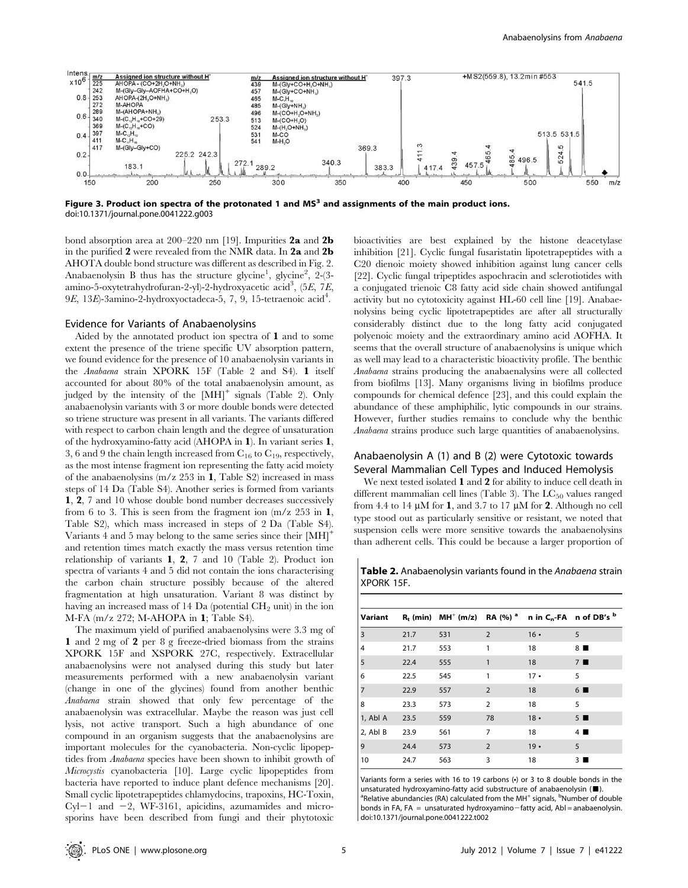**Figure 3. Product ion spectra of the protonated 1 and MS[3] and assignments of the main product ions.**
doi:10.1371/journal.pone.0041222.g003

bond absorption area at 200–220 nm [19]. Impurities **2a** and **2b** in the purified **2** were revealed from the NMR data. In **2a** and **2b** AHOTA double bond structure was different as described in Fig. 2. Anabaenolysin B thus has the structure glycine[1], glycine[2], 2-(3-amino-5-oxytetrahydrofuran-2-yl)-2-hydroxyacetic acid[3], (5*E*, 7*E*, 9*E*, 13*E*)-3amino-2-hydroxyoctadeca-5, 7, 9, 15-tetraenoic acid[4].

### Evidence for Variants of Anabaenolysins

Aided by the annotated product ion spectra of **1** and to some extent the presence of the triene specific UV absorption pattern, we found evidence for the presence of 10 anabaenolysin variants in the *Anabaena* strain XPORK 15F (Table 2 and S4). **1** itself accounted for about 80% of the total anabaenolysin amount, as judged by the intensity of the $[MH]^+$ signals (Table 2). Only anabaenolysin variants with 3 or more double bonds were detected so triene structure was present in all variants. The variants differed with respect to carbon chain length and the degree of unsaturation of the hydroxyamino-fatty acid (AHOPA in **1**). In variant series **1**, 3, 6 and 9 the chain length increased from $C_{16}$ to $C_{19}$, respectively, as the most intense fragment ion representing the fatty acid moiety of the anabaenolysins (m/z 253 in **1**, Table S2) increased in mass steps of 14 Da (Table S4). Another series is formed from variants **1**, **2**, 7 and 10 whose double bond number decreases successively from 6 to 3. This is seen from the fragment ion (m/z 253 in **1**, Table S2), which mass increased in steps of 2 Da (Table S4). Variants 4 and 5 may belong to the same series since their $[MH]^+$ and retention times match exactly the mass versus retention time relationship of variants **1**, **2**, 7 and 10 (Table 2). Product ion spectra of variants 4 and 5 did not contain the ions characterising the carbon chain structure possibly because of the altered fragmentation at high unsaturation. Variant 8 was distinct by having an increased mass of 14 Da (potential $CH_2$ unit) in the ion M-FA (m/z 272; M-AHOPA in **1**; Table S4).

The maximum yield of purified anabaenolysins were 3.3 mg of **1** and 2 mg of **2** per 8 g freeze-dried biomass from the strains XPORK 15F and XSPORK 27C, respectively. Extracellular anabaenolysins were not analysed during this study but later measurements performed with a new anabaenolysin variant (change in one of the glycines) found from another benthic *Anabaena* strain showed that only few percentage of the anabaenolysin was extracellular. Maybe the reason was just cell lysis, not active transport. Such a high abundance of one compound in an organism suggests that the anabaenolysins are important molecules for the cyanobacteria. Non-cyclic lipopeptides from *Anabaena* species have been shown to inhibit growth of *Microcystis* cyanobacteria [10]. Large cyclic lipopeptides from bacteria have reported to induce plant defence mechanisms [20]. Small cyclic lipotetrapeptides chlamydocins, trapoxins, HC-Toxin, Cyl−1 and −2, WF-3161, apicidins, azumamides and microsporins have been described from fungi and their phytotoxic bioactivities are best explained by the histone deacetylase inhibition [21]. Cyclic fungal fusaristatin lipotetrapeptides with a C20 dienoic moiety showed inhibition against lung cancer cells [22]. Cyclic fungal tripeptides aspochracin and sclerotiotides with a conjugated trienoic C8 fatty acid side chain showed antifungal activity but no cytotoxicity against HL-60 cell line [19]. Anabaenolysins being cyclic lipotetrapeptides are after all structurally considerably distinct due to the long fatty acid conjugated polyenoic moiety and the extraordinary amino acid AOFHA. It seems that the overall structure of anabaenolysins is unique which as well may lead to a characteristic bioactivity profile. The benthic *Anabaena* strains producing the anabaenalysins were all collected from biofilms [13]. Many organisms living in biofilms produce compounds for chemical defence [23], and this could explain the abundance of these amphiphilic, lytic compounds in our strains. However, further studies remains to conclude why the benthic *Anabaena* strains produce such large quantities of anabaenolysins.

### Anabaenolysin A (1) and B (2) were Cytotoxic towards Several Mammalian Cell Types and Induced Hemolysis

We next tested isolated **1** and **2** for ability to induce cell death in different mammalian cell lines (Table 3). The $LC_{50}$ values ranged from 4.4 to 14 µM for **1**, and 3.7 to 17 µM for **2**. Although no cell type stood out as particularly sensitive or resistant, we noted that suspension cells were more sensitive towards the anabaenolysins than adherent cells. This could be because a larger proportion of

**Table 2.** Anabaenolysin variants found in the *Anabaena* strain XPORK 15F.

| Variant | $R_t$ (min) | $MH^+$ (m/z) | RA (%) [a] | n in $C_n$-FA | n of DB's [b] |
|---|---|---|---|---|---|
| 3 | 21.7 | 531 | 2 | 16 • | 5 |
| 4 | 21.7 | 553 | 1 | 18 | 8 ■ |
| 5 | 22.4 | 555 | 1 | 18 | 7 ■ |
| 6 | 22.5 | 545 | 1 | 17 • | 5 |
| 7 | 22.9 | 557 | 2 | 18 | 6 ■ |
| 8 | 23.3 | 573 | 2 | 18 | 5 |
| 1, Abl A | 23.5 | 559 | 78 | 18 • | 5 ■ |
| 2, Abl B | 23.9 | 561 | 7 | 18 | 4 ■ |
| 9 | 24.4 | 573 | 2 | 19 • | 5 |
| 10 | 24.7 | 563 | 3 | 18 | 3 ■ |

Variants form a series with 16 to 19 carbons (•) or 3 to 8 double bonds in the unsaturated hydroxyamino-fatty acid substructure of anabaenolysin (■).
[a]Relative abundancies (RA) calculated from the $MH^+$ signals, [b]Number of double bonds in FA, FA = unsaturated hydroxyamino−fatty acid, Abl = anabaenolysin.
doi:10.1371/journal.pone.0041222.t002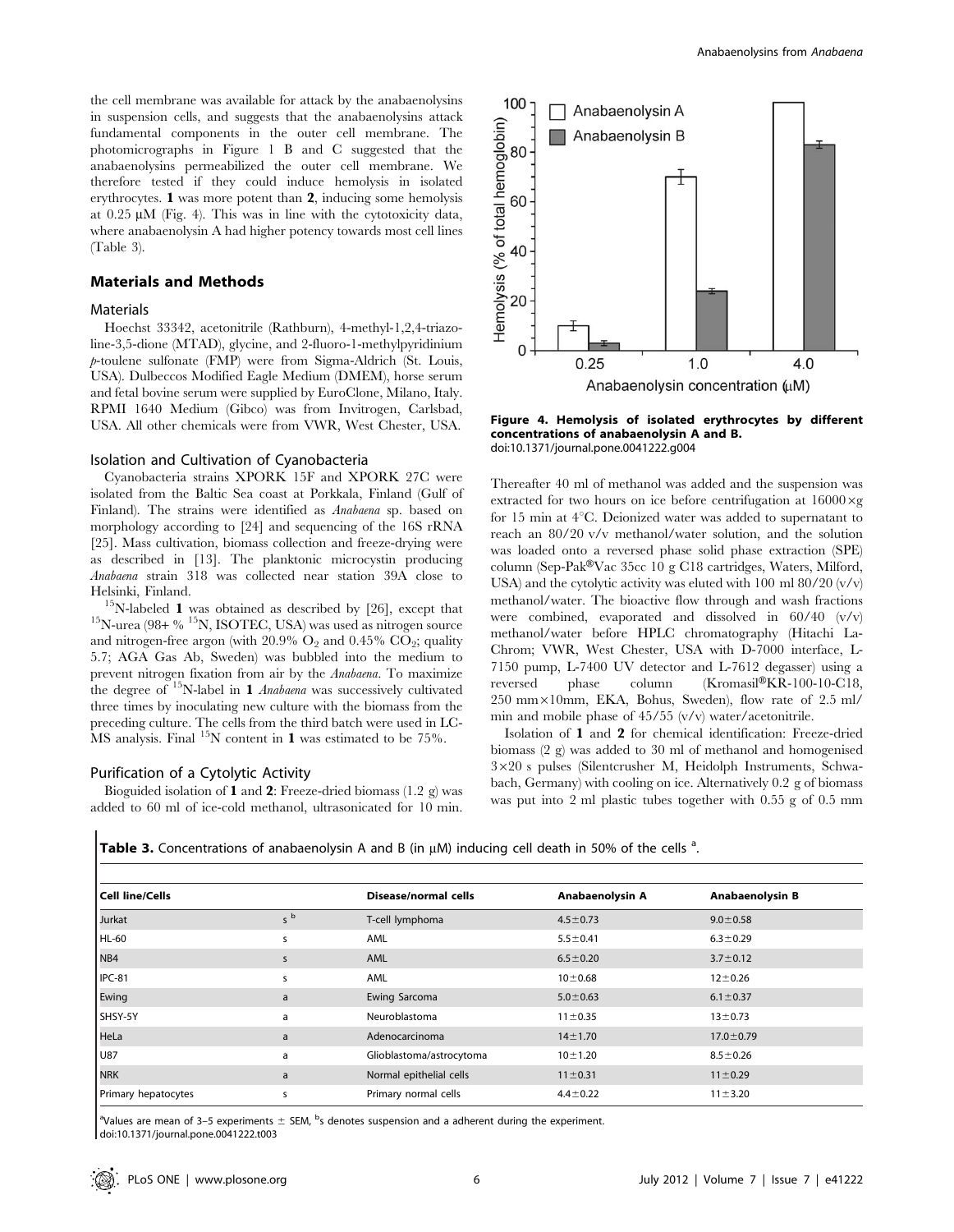the cell membrane was available for attack by the anabaenolysins in suspension cells, and suggests that the anabaenolysins attack fundamental components in the outer cell membrane. The photomicrographs in Figure 1 B and C suggested that the anabaenolysins permeabilized the outer cell membrane. We therefore tested if they could induce hemolysis in isolated erythrocytes. **1** was more potent than **2**, inducing some hemolysis at 0.25 µM (Fig. 4). This was in line with the cytotoxicity data, where anabaenolysin A had higher potency towards most cell lines (Table 3).

## Materials and Methods

### Materials

Hoechst 33342, acetonitrile (Rathburn), 4-methyl-1,2,4-triazoline-3,5-dione (MTAD), glycine, and 2-fluoro-1-methylpyridinium *p*-toulene sulfonate (FMP) were from Sigma-Aldrich (St. Louis, USA). Dulbeccos Modified Eagle Medium (DMEM), horse serum and fetal bovine serum were supplied by EuroClone, Milano, Italy. RPMI 1640 Medium (Gibco) was from Invitrogen, Carlsbad, USA. All other chemicals were from VWR, West Chester, USA.

### Isolation and Cultivation of Cyanobacteria

Cyanobacteria strains XPORK 15F and XPORK 27C were isolated from the Baltic Sea coast at Porkkala, Finland (Gulf of Finland). The strains were identified as *Anabaena* sp. based on morphology according to [24] and sequencing of the 16S rRNA [25]. Mass cultivation, biomass collection and freeze-drying were as described in [13]. The planktonic microcystin producing *Anabaena* strain 318 was collected near station 39A close to Helsinki, Finland.

$^{15}$N-labeled **1** was obtained as described by [26], except that $^{15}$N-urea (98+ % $^{15}$N, ISOTEC, USA) was used as nitrogen source and nitrogen-free argon (with 20.9% $O_2$ and 0.45% $CO_2$; quality 5.7; AGA Gas Ab, Sweden) was bubbled into the medium to prevent nitrogen fixation from air by the *Anabaena*. To maximize the degree of $^{15}$N-label in **1** *Anabaena* was successively cultivated three times by inoculating new culture with the biomass from the preceding culture. The cells from the third batch were used in LC-MS analysis. Final $^{15}$N content in **1** was estimated to be 75%.

### Purification of a Cytolytic Activity

Bioguided isolation of **1** and **2**: Freeze-dried biomass (1.2 g) was added to 60 ml of ice-cold methanol, ultrasonicated for 10 min. Thereafter 40 ml of methanol was added and the suspension was extracted for two hours on ice before centrifugation at 16000×g for 15 min at 4°C. Deionized water was added to supernatant to reach an 80/20 v/v methanol/water solution, and the solution was loaded onto a reversed phase solid phase extraction (SPE) column (Sep-Pak®Vac 35cc 10 g C18 cartridges, Waters, Milford, USA) and the cytolytic activity was eluted with 100 ml 80/20 (v/v) methanol/water. The bioactive flow through and wash fractions were combined, evaporated and dissolved in 60/40 (v/v) methanol/water before HPLC chromatography (Hitachi La-Chrom; VWR, West Chester, USA with D-7000 interface, L-7150 pump, L-7400 UV detector and L-7612 degasser) using a reversed phase column (Kromasil®KR-100-10-C18, 250 mm×10mm, EKA, Bohus, Sweden), flow rate of 2.5 ml/min and mobile phase of 45/55 (v/v) water/acetonitrile.

Isolation of **1** and **2** for chemical identification: Freeze-dried biomass (2 g) was added to 30 ml of methanol and homogenised 3×20 s pulses (Silentcrusher M, Heidolph Instruments, Schwabach, Germany) with cooling on ice. Alternatively 0.2 g of biomass was put into 2 ml plastic tubes together with 0.55 g of 0.5 mm

**Figure 4. Hemolysis of isolated erythrocytes by different concentrations of anabaenolysin A and B.**
doi:10.1371/journal.pone.0041222.g004

**Table 3.** Concentrations of anabaenolysin A and B (in µM) inducing cell death in 50% of the cells [a].

| Cell line/Cells | | Disease/normal cells | Anabaenolysin A | Anabaenolysin B |
|---|---|---|---|---|
| Jurkat | s [b] | T-cell lymphoma | 4.5±0.73 | 9.0±0.58 |
| HL-60 | s | AML | 5.5±0.41 | 6.3±0.29 |
| NB4 | s | AML | 6.5±0.20 | 3.7±0.12 |
| IPC-81 | s | AML | 10±0.68 | 12±0.26 |
| Ewing | a | Ewing Sarcoma | 5.0±0.63 | 6.1±0.37 |
| SHSY-5Y | a | Neuroblastoma | 11±0.35 | 13±0.73 |
| HeLa | a | Adenocarcinoma | 14±1.70 | 17.0±0.79 |
| U87 | a | Glioblastoma/astrocytoma | 10±1.20 | 8.5±0.26 |
| NRK | a | Normal epithelial cells | 11±0.31 | 11±0.29 |
| Primary hepatocytes | s | Primary normal cells | 4.4±0.22 | 11±3.20 |

[a]Values are mean of 3–5 experiments ± SEM, [b]s denotes suspension and a adherent during the experiment.
doi:10.1371/journal.pone.0041222.t003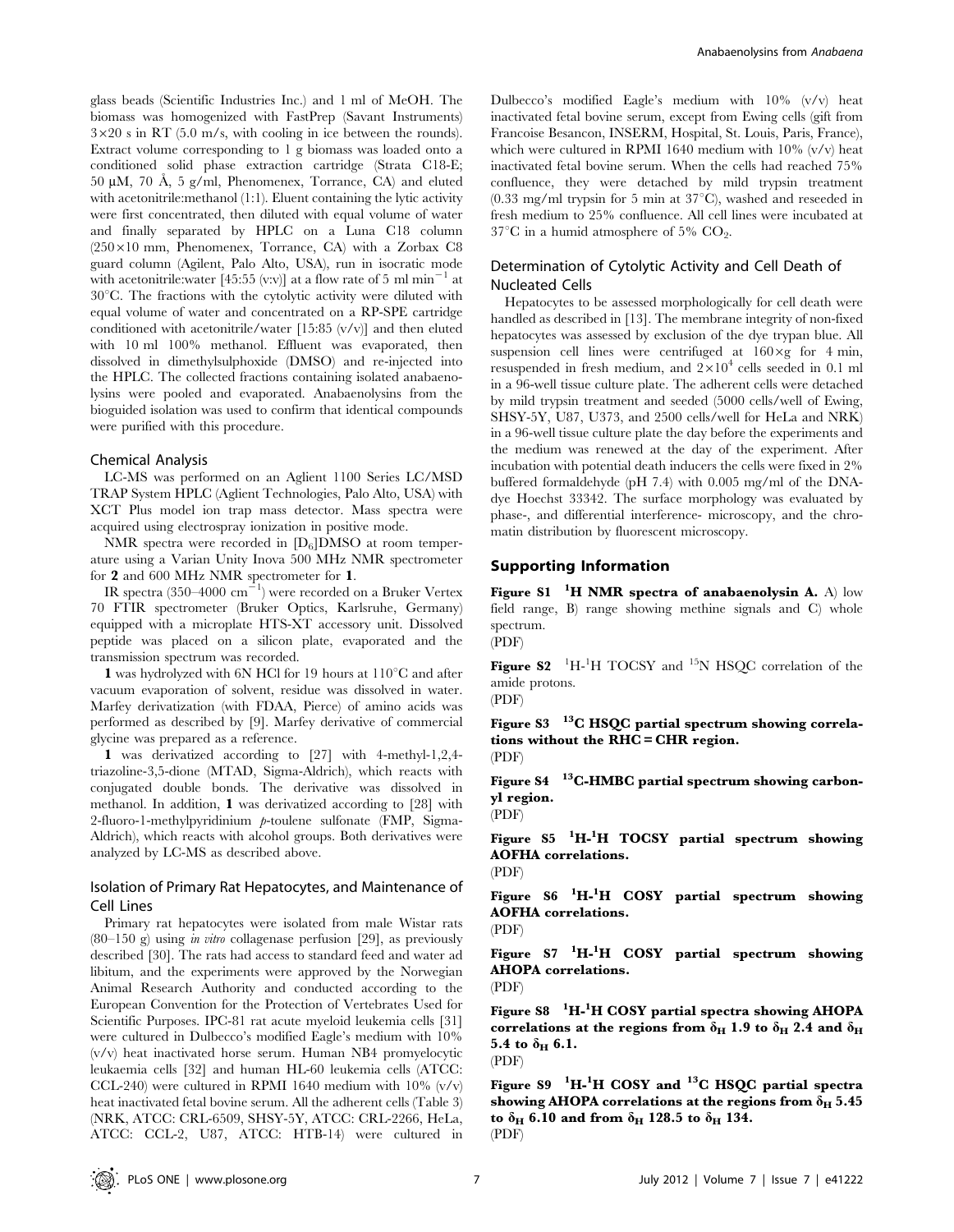glass beads (Scientific Industries Inc.) and 1 ml of MeOH. The biomass was homogenized with FastPrep (Savant Instruments) $3\times20$ s in RT (5.0 m/s, with cooling in ice between the rounds). Extract volume corresponding to 1 g biomass was loaded onto a conditioned solid phase extraction cartridge (Strata C18-E; 50 µM, 70 Å, 5 g/ml, Phenomenex, Torrance, CA) and eluted with acetonitrile:methanol (1:1). Eluent containing the lytic activity were first concentrated, then diluted with equal volume of water and finally separated by HPLC on a Luna C18 column ($250\times10$ mm, Phenomenex, Torrance, CA) with a Zorbax C8 guard column (Agilent, Palo Alto, USA), run in isocratic mode with acetonitrile:water [45:55 (v:v)] at a flow rate of 5 ml $\text{min}^{-1}$ at 30°C. The fractions with the cytolytic activity were diluted with equal volume of water and concentrated on a RP-SPE cartridge conditioned with acetonitrile/water [15:85 (v/v)] and then eluted with 10 ml 100% methanol. Effluent was evaporated, then dissolved in dimethylsulphoxide (DMSO) and re-injected into the HPLC. The collected fractions containing isolated anabaenolysins were pooled and evaporated. Anabaenolysins from the bioguided isolation was used to confirm that identical compounds were purified with this procedure.

### Chemical Analysis

LC-MS was performed on an Aglient 1100 Series LC/MSD TRAP System HPLC (Aglient Technologies, Palo Alto, USA) with XCT Plus model ion trap mass detector. Mass spectra were acquired using electrospray ionization in positive mode.

NMR spectra were recorded in [$D_6$]DMSO at room temperature using a Varian Unity Inova 500 MHz NMR spectrometer for **2** and 600 MHz NMR spectrometer for **1**.

IR spectra (350–4000 $\text{cm}^{-1}$) were recorded on a Bruker Vertex 70 FTIR spectrometer (Bruker Optics, Karlsruhe, Germany) equipped with a microplate HTS-XT accessory unit. Dissolved peptide was placed on a silicon plate, evaporated and the transmission spectrum was recorded.

**1** was hydrolyzed with 6N HCl for 19 hours at 110°C and after vacuum evaporation of solvent, residue was dissolved in water. Marfey derivatization (with FDAA, Pierce) of amino acids was performed as described by [9]. Marfey derivative of commercial glycine was prepared as a reference.

**1** was derivatized according to [27] with 4-methyl-1,2,4-triazoline-3,5-dione (MTAD, Sigma-Aldrich), which reacts with conjugated double bonds. The derivative was dissolved in methanol. In addition, **1** was derivatized according to [28] with 2-fluoro-1-methylpyridinium *p*-toulene sulfonate (FMP, Sigma-Aldrich), which reacts with alcohol groups. Both derivatives were analyzed by LC-MS as described above.

### Isolation of Primary Rat Hepatocytes, and Maintenance of Cell Lines

Primary rat hepatocytes were isolated from male Wistar rats (80–150 g) using *in vitro* collagenase perfusion [29], as previously described [30]. The rats had access to standard feed and water ad libitum, and the experiments were approved by the Norwegian Animal Research Authority and conducted according to the European Convention for the Protection of Vertebrates Used for Scientific Purposes. IPC-81 rat acute myeloid leukemia cells [31] were cultured in Dulbecco's modified Eagle's medium with 10% (v/v) heat inactivated horse serum. Human NB4 promyelocytic leukaemia cells [32] and human HL-60 leukemia cells (ATCC: CCL-240) were cultured in RPMI 1640 medium with 10% (v/v) heat inactivated fetal bovine serum. All the adherent cells (Table 3) (NRK, ATCC: CRL-6509, SHSY-5Y, ATCC: CRL-2266, HeLa, ATCC: CCL-2, U87, ATCC: HTB-14) were cultured in Dulbecco's modified Eagle's medium with 10% (v/v) heat inactivated fetal bovine serum, except from Ewing cells (gift from Francoise Besancon, INSERM, Hospital, St. Louis, Paris, France), which were cultured in RPMI 1640 medium with 10% (v/v) heat inactivated fetal bovine serum. When the cells had reached 75% confluence, they were detached by mild trypsin treatment (0.33 mg/ml trypsin for 5 min at 37°C), washed and reseeded in fresh medium to 25% confluence. All cell lines were incubated at 37°C in a humid atmosphere of 5% $CO_2$.

### Determination of Cytolytic Activity and Cell Death of Nucleated Cells

Hepatocytes to be assessed morphologically for cell death were handled as described in [13]. The membrane integrity of non-fixed hepatocytes was assessed by exclusion of the dye trypan blue. All suspension cell lines were centrifuged at $160\times g$ for 4 min, resuspended in fresh medium, and $2\times10^4$ cells seeded in 0.1 ml in a 96-well tissue culture plate. The adherent cells were detached by mild trypsin treatment and seeded (5000 cells/well of Ewing, SHSY-5Y, U87, U373, and 2500 cells/well for HeLa and NRK) in a 96-well tissue culture plate the day before the experiments and the medium was renewed at the day of the experiment. After incubation with potential death inducers the cells were fixed in 2% buffered formaldehyde (pH 7.4) with 0.005 mg/ml of the DNA-dye Hoechst 33342. The surface morphology was evaluated by phase-, and differential interference- microscopy, and the chromatin distribution by fluorescent microscopy.

## Supporting Information

**Figure S1** **$^1$H NMR spectra of anabaenolysin A.** A) low field range, B) range showing methine signals and C) whole spectrum.
(PDF)

**Figure S2** $^1$H-$^1$H TOCSY and $^{15}$N HSQC correlation of the amide protons.
(PDF)

**Figure S3** **$^{13}$C HSQC partial spectrum showing correlations without the RHC = CHR region.**
(PDF)

**Figure S4** **$^{13}$C-HMBC partial spectrum showing carbonyl region.**
(PDF)

**Figure S5** **$^1$H-$^1$H TOCSY partial spectrum showing AOFHA correlations.**
(PDF)

**Figure S6** **$^1$H-$^1$H COSY partial spectrum showing AOFHA correlations.**
(PDF)

**Figure S7** **$^1$H-$^1$H COSY partial spectrum showing AHOPA correlations.**
(PDF)

**Figure S8** **$^1$H-$^1$H COSY partial spectra showing AHOPA correlations at the regions from $\delta_H$ 1.9 to $\delta_H$ 2.4 and $\delta_H$ 5.4 to $\delta_H$ 6.1.**
(PDF)

**Figure S9** **$^1$H-$^1$H COSY and $^{13}$C HSQC partial spectra showing AHOPA correlations at the regions from $\delta_H$ 5.45 to $\delta_H$ 6.10 and from $\delta_H$ 128.5 to $\delta_H$ 134.**
(PDF)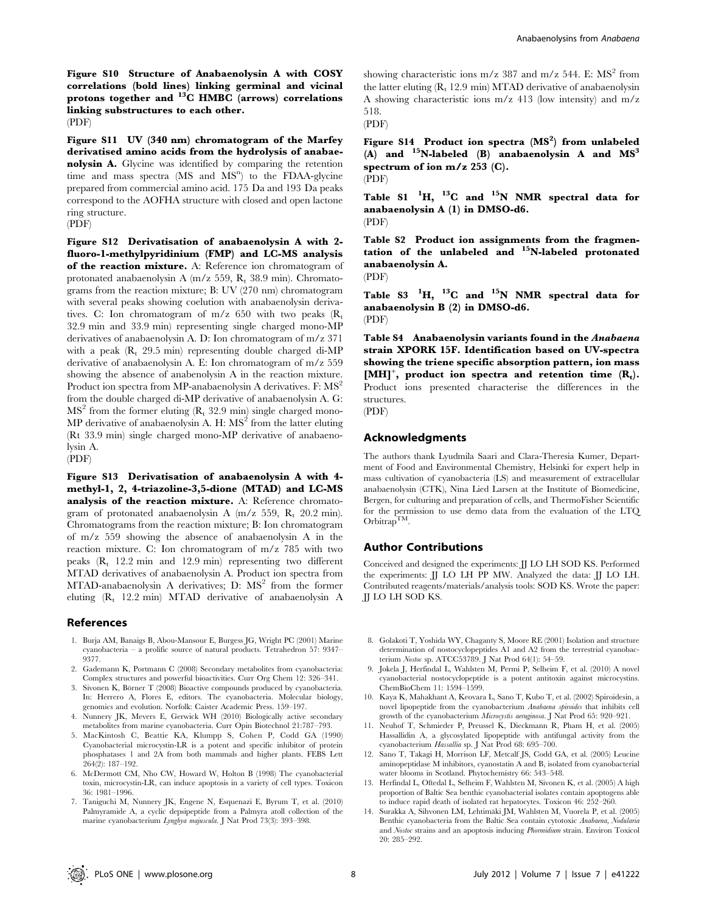**Figure S10 Structure of Anabaenolysin A with COSY correlations (bold lines) linking germinal and vicinal protons together and $^{13}$C HMBC (arrows) correlations linking substructures to each other.**
(PDF)

**Figure S11 UV (340 nm) chromatogram of the Marfey derivatised amino acids from the hydrolysis of anabaenolysin A.** Glycine was identified by comparing the retention time and mass spectra (MS and MS$^n$) to the FDAA-glycine prepared from commercial amino acid. 175 Da and 193 Da peaks correspond to the AOFHA structure with closed and open lactone ring structure.
(PDF)

**Figure S12 Derivatisation of anabaenolysin A with 2-fluoro-1-methylpyridinium (FMP) and LC-MS analysis of the reaction mixture.** A: Reference ion chromatogram of protonated anabaenolysin A (m/z 559, $R_t$ 38.9 min). Chromatograms from the reaction mixture; B: UV (270 nm) chromatogram with several peaks showing coelution with anabaenolysin derivatives. C: Ion chromatogram of m/z 650 with two peaks ($R_t$ 32.9 min and 33.9 min) representing single charged mono-MP derivatives of anabaenolysin A. D: Ion chromatogram of m/z 371 with a peak ($R_t$ 29.5 min) representing double charged di-MP derivative of anabaenolysin A. E: Ion chromatogram of m/z 559 showing the absence of anabenolysin A in the reaction mixture. Product ion spectra from MP-anabaenolysin A derivatives. F: MS$^2$ from the double charged di-MP derivative of anabaenolysin A. G: MS$^2$ from the former eluting ($R_t$ 32.9 min) single charged mono-MP derivative of anabaenolysin A. H: MS$^2$ from the latter eluting (Rt 33.9 min) single charged mono-MP derivative of anabaenolysin A.
(PDF)

**Figure S13 Derivatisation of anabaenolysin A with 4-methyl-1, 2, 4-triazoline-3,5-dione (MTAD) and LC-MS analysis of the reaction mixture.** A: Reference chromatogram of protonated anabaenolysin A (m/z 559, $R_t$ 20.2 min). Chromatograms from the reaction mixture; B: Ion chromatogram of m/z 559 showing the absence of anabaenolysin A in the reaction mixture. C: Ion chromatogram of m/z 785 with two peaks ($R_t$ 12.2 min and 12.9 min) representing two different MTAD derivatives of anabaenolysin A. Product ion spectra from MTAD-anabaenolysin A derivatives; D: MS$^2$ from the former eluting ($R_t$ 12.2 min) MTAD derivative of anabaenolysin A showing characteristic ions m/z 387 and m/z 544. E: MS$^2$ from the latter eluting ($R_t$ 12.9 min) MTAD derivative of anabaenolysin A showing characteristic ions m/z 413 (low intensity) and m/z 518.
(PDF)

**Figure S14 Product ion spectra (MS$^2$) from unlabeled (A) and $^{15}$N-labeled (B) anabaenolysin A and MS$^3$ spectrum of ion m/z 253 (C).**
(PDF)

**Table S1 $^1$H, $^{13}$C and $^{15}$N NMR spectral data for anabaenolysin A (1) in DMSO-d6.**
(PDF)

**Table S2 Product ion assignments from the fragmentation of the unlabeled and $^{15}$N-labeled protonated anabaenolysin A.**
(PDF)

**Table S3 $^1$H, $^{13}$C and $^{15}$N NMR spectral data for anabaenolysin B (2) in DMSO-d6.**
(PDF)

**Table S4 Anabaenolysin variants found in the *Anabaena* strain XPORK 15F. Identification based on UV-spectra showing the triene specific absorption pattern, ion mass [MH]$^+$, product ion spectra and retention time ($R_t$).** Product ions presented characterise the differences in the structures.
(PDF)

## Acknowledgments

The authors thank Lyudmila Saari and Clara-Theresia Kumer, Department of Food and Environmental Chemistry, Helsinki for expert help in mass cultivation of cyanobacteria (LS) and measurement of extracellular anabaenolysin (CTK), Nina Lied Larsen at the Institute of Biomedicine, Bergen, for culturing and preparation of cells, and ThermoFisher Scientific for the permission to use demo data from the evaluation of the LTQ Orbitrap™.

## Author Contributions

Conceived and designed the experiments: JJ LO LH SOD KS. Performed the experiments: JJ LO LH PP MW. Analyzed the data: JJ LO LH. Contributed reagents/materials/analysis tools: SOD KS. Wrote the paper: JJ LO LH SOD KS.

## References

1. Burja AM, Banaigs B, Abou-Mansour E, Burgess JG, Wright PC (2001) Marine cyanobacteria – a prolific source of natural products. Tetrahedron 57: 9347–9377.
2. Gademann K, Portmann C (2008) Secondary metabolites from cyanobacteria: Complex structures and powerful bioactivities. Curr Org Chem 12: 326–341.
3. Sivonen K, Börner T (2008) Bioactive compounds produced by cyanobacteria. In: Herrero A, Flores E, editors. The cyanobacteria. Molecular biology, genomics and evolution. Norfolk: Caister Academic Press. 159–197.
4. Nunnery JK, Mevers E, Gerwick WH (2010) Biologically active secondary metabolites from marine cyanobacteria. Curr Opin Biotechnol 21:787–793.
5. MacKintosh C, Beattie KA, Klumpp S, Cohen P, Codd GA (1990) Cyanobacterial microcystin-LR is a potent and specific inhibitor of protein phosphatases 1 and 2A from both mammals and higher plants. FEBS Lett 264(2): 187–192.
6. McDermott CM, Nho CW, Howard W, Holton B (1998) The cyanobacterial toxin, microcystin-LR, can induce apoptosis in a variety of cell types. Toxicon 36: 1981–1996.
7. Taniguchi M, Nunnery JK, Engene N, Esquenazi E, Byrum T, et al. (2010) Palmyramide A, a cyclic depsipeptide from a Palmyra atoll collection of the marine cyanobacterium *Lyngbya majuscula*. J Nat Prod 73(3): 393–398.
8. Golakoti T, Yoshida WY, Chaganty S, Moore RE (2001) Isolation and structure determination of nostocyclopeptides A1 and A2 from the terrestrial cyanobacterium *Nostoc* sp. ATCC53789. J Nat Prod 64(1): 54–59.
9. Jokela J, Herfindal L, Wahlsten M, Permi P, Selheim F, et al. (2010) A novel cyanobacterial nostocyclopeptide is a potent antitoxin against microcystins. ChemBioChem 11: 1594–1599.
10. Kaya K, Mahakhant A, Keovara L, Sano T, Kubo T, et al. (2002) Spiroidesin, a novel lipopeptide from the cyanobacterium *Anabaena spiroides* that inhibits cell growth of the cyanobacterium *Microcystis aeruginosa*. J Nat Prod 65: 920–921.
11. Neuhof T, Schmieder P, Preussel K, Dieckmann R, Pham H, et al. (2005) Hassallidin A, a glycosylated lipopeptide with antifungal activity from the cyanobacterium *Hassallia* sp. J Nat Prod 68: 695–700.
12. Sano T, Takagi H, Morrison LF, Metcalf JS, Codd GA, et al. (2005) Leucine aminopeptidase M inhibitors, cyanostatin A and B, isolated from cyanobacterial water blooms in Scotland. Phytochemistry 66: 543–548.
13. Herfindal L, Oftedal L, Selheim F, Wahlsten M, Sivonen K, et al. (2005) A high proportion of Baltic Sea benthic cyanobacterial isolates contain apoptogens able to induce rapid death of isolated rat hepatocytes. Toxicon 46: 252–260.
14. Surakka A, Sihvonen LM, Lehtimäki JM, Wahlsten M, Vuorela P, et al. (2005) Benthic cyanobacteria from the Baltic Sea contain cytotoxic *Anabaena*, *Nodularia* and *Nostoc* strains and an apoptosis inducing *Phormidium* strain. Environ Toxicol 20: 285–292.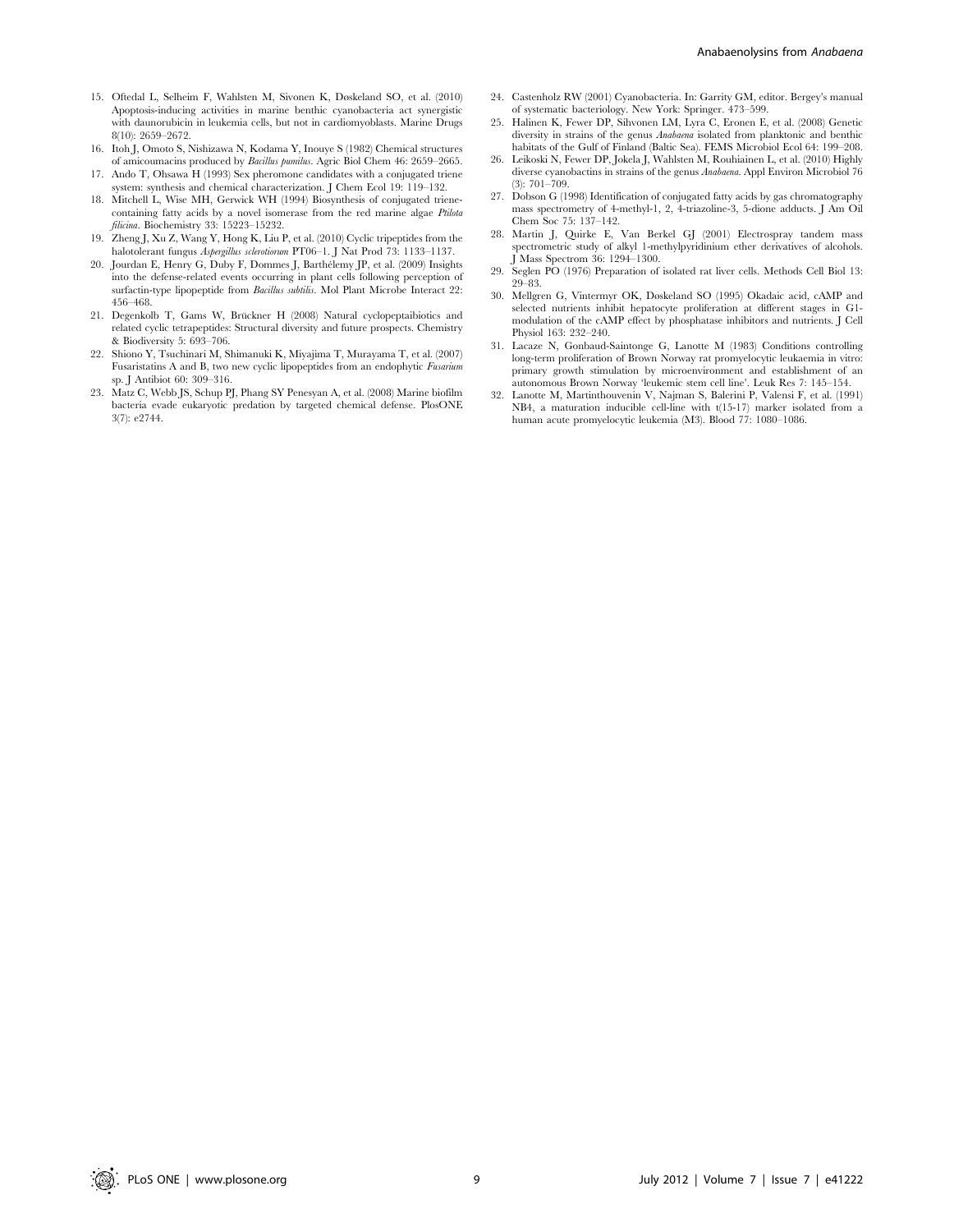15. Oftedal L, Selheim F, Wahlsten M, Sivonen K, Døskeland SO, et al. (2010) Apoptosis-inducing activities in marine benthic cyanobacteria act synergistic with daunorubicin in leukemia cells, but not in cardiomyoblasts. Marine Drugs 8(10): 2659–2672.
16. Itoh J, Omoto S, Nishizawa N, Kodama Y, Inouye S (1982) Chemical structures of amicoumacins produced by *Bacillus pumilus*. Agric Biol Chem 46: 2659–2665.
17. Ando T, Ohsawa H (1993) Sex pheromone candidates with a conjugated triene system: synthesis and chemical characterization. J Chem Ecol 19: 119–132.
18. Mitchell L, Wise MH, Gerwick WH (1994) Biosynthesis of conjugated triene-containing fatty acids by a novel isomerase from the red marine algae *Ptilota filicina*. Biochemistry 33: 15223–15232.
19. Zheng J, Xu Z, Wang Y, Hong K, Liu P, et al. (2010) Cyclic tripeptides from the halotolerant fungus *Aspergillus sclerotiorum* PT06–1. J Nat Prod 73: 1133–1137.
20. Jourdan E, Henry G, Duby F, Dommes J, Barthélemy JP, et al. (2009) Insights into the defense-related events occurring in plant cells following perception of surfactin-type lipopeptide from *Bacillus subtilis*. Mol Plant Microbe Interact 22: 456–468.
21. Degenkolb T, Gams W, Brückner H (2008) Natural cyclopeptaibiotics and related cyclic tetrapeptides: Structural diversity and future prospects. Chemistry & Biodiversity 5: 693–706.
22. Shiono Y, Tsuchinari M, Shimanuki K, Miyajima T, Murayama T, et al. (2007) Fusaristatins A and B, two new cyclic lipopeptides from an endophytic *Fusarium* sp. J Antibiot 60: 309–316.
23. Matz C, Webb JS, Schup PJ, Phang SY Penesyan A, et al. (2008) Marine biofilm bacteria evade eukaryotic predation by targeted chemical defense. PlosONE 3(7): e2744.
24. Castenholz RW (2001) Cyanobacteria. In: Garrity GM, editor. Bergey's manual of systematic bacteriology. New York: Springer. 473–599.
25. Halinen K, Fewer DP, Sihvonen LM, Lyra C, Eronen E, et al. (2008) Genetic diversity in strains of the genus *Anabaena* isolated from planktonic and benthic habitats of the Gulf of Finland (Baltic Sea). FEMS Microbiol Ecol 64: 199–208.
26. Leikoski N, Fewer DP, Jokela J, Wahlsten M, Rouhiainen L, et al. (2010) Highly diverse cyanobactins in strains of the genus *Anabaena*. Appl Environ Microbiol 76 (3): 701–709.
27. Dobson G (1998) Identification of conjugated fatty acids by gas chromatography mass spectrometry of 4-methyl-1, 2, 4-triazoline-3, 5-dione adducts. J Am Oil Chem Soc 75: 137–142.
28. Martin J, Quirke E, Van Berkel GJ (2001) Electrospray tandem mass spectrometric study of alkyl 1-methylpyridinium ether derivatives of alcohols. J Mass Spectrom 36: 1294–1300.
29. Seglen PO (1976) Preparation of isolated rat liver cells. Methods Cell Biol 13: 29–83.
30. Mellgren G, Vintermyr OK, Døskeland SO (1995) Okadaic acid, cAMP and selected nutrients inhibit hepatocyte proliferation at different stages in G1-modulation of the cAMP effect by phosphatase inhibitors and nutrients. J Cell Physiol 163: 232–240.
31. Lacaze N, Gonbaud-Saintonge G, Lanotte M (1983) Conditions controlling long-term proliferation of Brown Norway rat promyelocytic leukaemia in vitro: primary growth stimulation by microenvironment and establishment of an autonomous Brown Norway 'leukemic stem cell line'. Leuk Res 7: 145–154.
32. Lanotte M, Martinthouvenin V, Najman S, Balerini P, Valensi F, et al. (1991) NB4, a maturation inducible cell-line with t(15-17) marker isolated from a human acute promyelocytic leukemia (M3). Blood 77: 1080–1086.